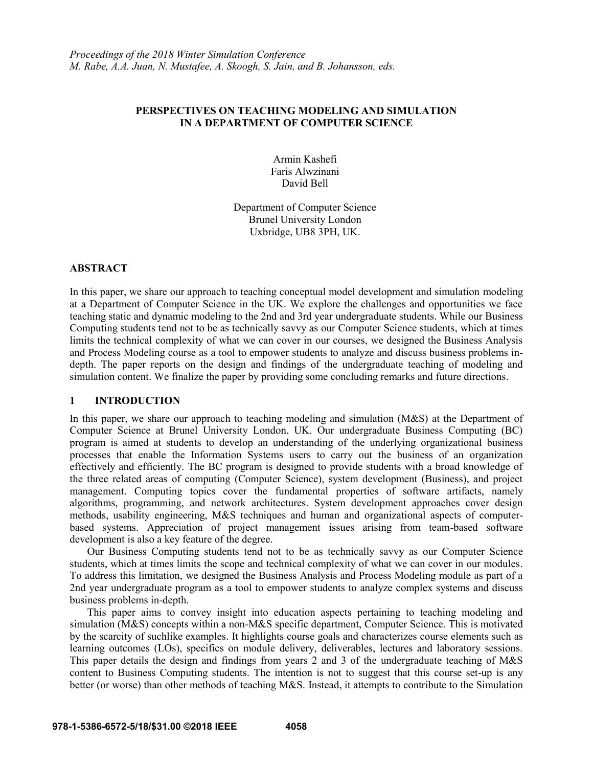*Proceedings of the 2018 Winter Simulation Conference*
*M. Rabe, A.A. Juan, N. Mustafee, A. Skoogh, S. Jain, and B. Johansson, eds.*

# PERSPECTIVES ON TEACHING MODELING AND SIMULATION IN A DEPARTMENT OF COMPUTER SCIENCE

Armin Kashefi
Faris Alwzinani
David Bell

Department of Computer Science
Brunel University London
Uxbridge, UB8 3PH, UK.

## ABSTRACT

In this paper, we share our approach to teaching conceptual model development and simulation modeling at a Department of Computer Science in the UK. We explore the challenges and opportunities we face teaching static and dynamic modeling to the 2nd and 3rd year undergraduate students. While our Business Computing students tend not to be as technically savvy as our Computer Science students, which at times limits the technical complexity of what we can cover in our courses, we designed the Business Analysis and Process Modeling course as a tool to empower students to analyze and discuss business problems in-depth. The paper reports on the design and findings of the undergraduate teaching of modeling and simulation content. We finalize the paper by providing some concluding remarks and future directions.

## 1 INTRODUCTION

In this paper, we share our approach to teaching modeling and simulation (M&S) at the Department of Computer Science at Brunel University London, UK. Our undergraduate Business Computing (BC) program is aimed at students to develop an understanding of the underlying organizational business processes that enable the Information Systems users to carry out the business of an organization effectively and efficiently. The BC program is designed to provide students with a broad knowledge of the three related areas of computing (Computer Science), system development (Business), and project management. Computing topics cover the fundamental properties of software artifacts, namely algorithms, programming, and network architectures. System development approaches cover design methods, usability engineering, M&S techniques and human and organizational aspects of computer-based systems. Appreciation of project management issues arising from team-based software development is also a key feature of the degree.

Our Business Computing students tend not to be as technically savvy as our Computer Science students, which at times limits the scope and technical complexity of what we can cover in our modules. To address this limitation, we designed the Business Analysis and Process Modeling module as part of a 2nd year undergraduate program as a tool to empower students to analyze complex systems and discuss business problems in-depth.

This paper aims to convey insight into education aspects pertaining to teaching modeling and simulation (M&S) concepts within a non-M&S specific department, Computer Science. This is motivated by the scarcity of suchlike examples. It highlights course goals and characterizes course elements such as learning outcomes (LOs), specifics on module delivery, deliverables, lectures and laboratory sessions. This paper details the design and findings from years 2 and 3 of the undergraduate teaching of M&S content to Business Computing students. The intention is not to suggest that this course set-up is any better (or worse) than other methods of teaching M&S. Instead, it attempts to contribute to the Simulation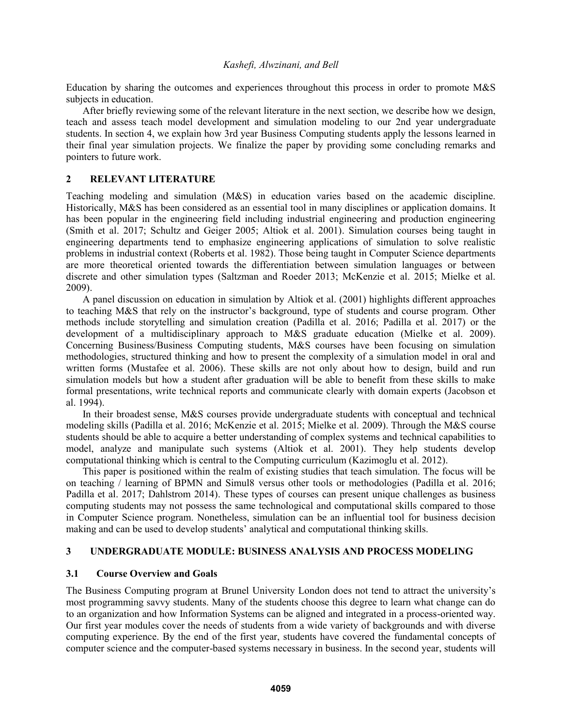Education by sharing the outcomes and experiences throughout this process in order to promote M&S subjects in education.

After briefly reviewing some of the relevant literature in the next section, we describe how we design, teach and assess teach model development and simulation modeling to our 2nd year undergraduate students. In section 4, we explain how 3rd year Business Computing students apply the lessons learned in their final year simulation projects. We finalize the paper by providing some concluding remarks and pointers to future work.

## 2 RELEVANT LITERATURE

Teaching modeling and simulation (M&S) in education varies based on the academic discipline. Historically, M&S has been considered as an essential tool in many disciplines or application domains. It has been popular in the engineering field including industrial engineering and production engineering (Smith et al. 2017; Schultz and Geiger 2005; Altiok et al. 2001). Simulation courses being taught in engineering departments tend to emphasize engineering applications of simulation to solve realistic problems in industrial context (Roberts et al. 1982). Those being taught in Computer Science departments are more theoretical oriented towards the differentiation between simulation languages or between discrete and other simulation types (Saltzman and Roeder 2013; McKenzie et al. 2015; Mielke et al. 2009).

A panel discussion on education in simulation by Altiok et al. (2001) highlights different approaches to teaching M&S that rely on the instructor's background, type of students and course program. Other methods include storytelling and simulation creation (Padilla et al. 2016; Padilla et al. 2017) or the development of a multidisciplinary approach to M&S graduate education (Mielke et al. 2009). Concerning Business/Business Computing students, M&S courses have been focusing on simulation methodologies, structured thinking and how to present the complexity of a simulation model in oral and written forms (Mustafee et al. 2006). These skills are not only about how to design, build and run simulation models but how a student after graduation will be able to benefit from these skills to make formal presentations, write technical reports and communicate clearly with domain experts (Jacobson et al. 1994).

In their broadest sense, M&S courses provide undergraduate students with conceptual and technical modeling skills (Padilla et al. 2016; McKenzie et al. 2015; Mielke et al. 2009). Through the M&S course students should be able to acquire a better understanding of complex systems and technical capabilities to model, analyze and manipulate such systems (Altiok et al. 2001). They help students develop computational thinking which is central to the Computing curriculum (Kazimoglu et al. 2012).

This paper is positioned within the realm of existing studies that teach simulation. The focus will be on teaching / learning of BPMN and Simul8 versus other tools or methodologies (Padilla et al. 2016; Padilla et al. 2017; Dahlstrom 2014). These types of courses can present unique challenges as business computing students may not possess the same technological and computational skills compared to those in Computer Science program. Nonetheless, simulation can be an influential tool for business decision making and can be used to develop students' analytical and computational thinking skills.

## 3 UNDERGRADUATE MODULE: BUSINESS ANALYSIS AND PROCESS MODELING

### 3.1 Course Overview and Goals

The Business Computing program at Brunel University London does not tend to attract the university's most programming savvy students. Many of the students choose this degree to learn what change can do to an organization and how Information Systems can be aligned and integrated in a process-oriented way. Our first year modules cover the needs of students from a wide variety of backgrounds and with diverse computing experience. By the end of the first year, students have covered the fundamental concepts of computer science and the computer-based systems necessary in business. In the second year, students will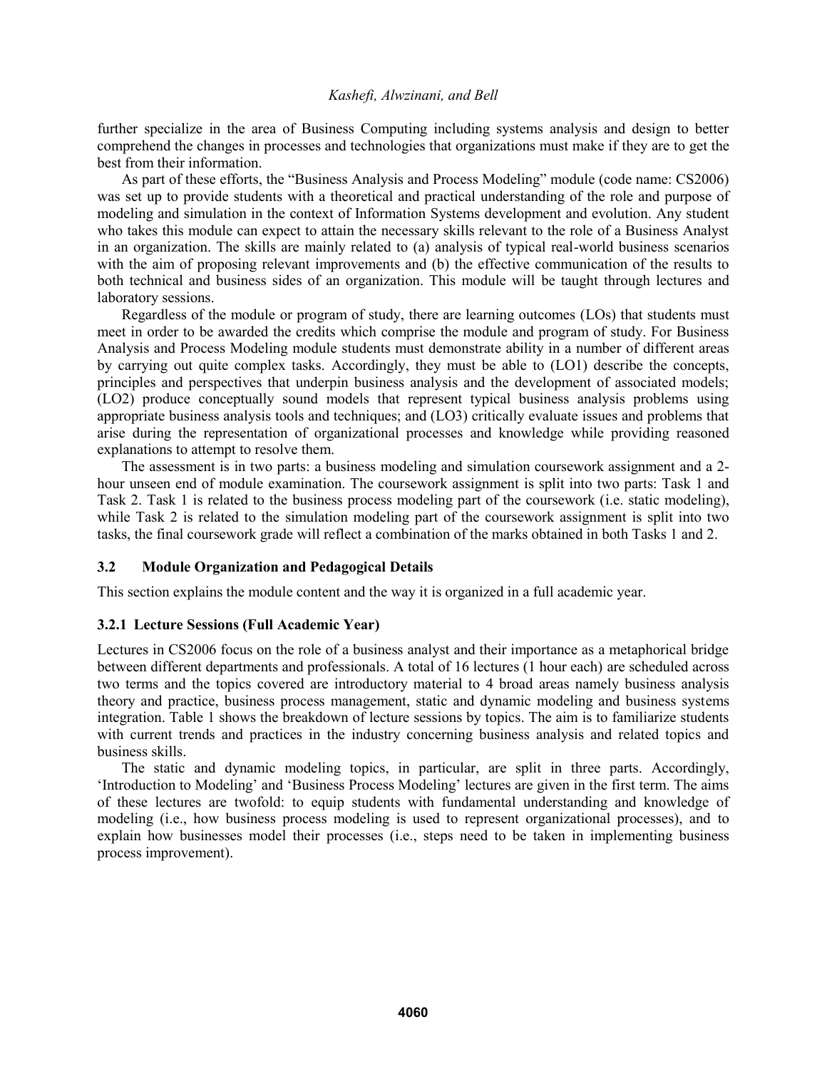further specialize in the area of Business Computing including systems analysis and design to better comprehend the changes in processes and technologies that organizations must make if they are to get the best from their information.

As part of these efforts, the "Business Analysis and Process Modeling" module (code name: CS2006) was set up to provide students with a theoretical and practical understanding of the role and purpose of modeling and simulation in the context of Information Systems development and evolution. Any student who takes this module can expect to attain the necessary skills relevant to the role of a Business Analyst in an organization. The skills are mainly related to (a) analysis of typical real-world business scenarios with the aim of proposing relevant improvements and (b) the effective communication of the results to both technical and business sides of an organization. This module will be taught through lectures and laboratory sessions.

Regardless of the module or program of study, there are learning outcomes (LOs) that students must meet in order to be awarded the credits which comprise the module and program of study. For Business Analysis and Process Modeling module students must demonstrate ability in a number of different areas by carrying out quite complex tasks. Accordingly, they must be able to (LO1) describe the concepts, principles and perspectives that underpin business analysis and the development of associated models; (LO2) produce conceptually sound models that represent typical business analysis problems using appropriate business analysis tools and techniques; and (LO3) critically evaluate issues and problems that arise during the representation of organizational processes and knowledge while providing reasoned explanations to attempt to resolve them.

The assessment is in two parts: a business modeling and simulation coursework assignment and a 2-hour unseen end of module examination. The coursework assignment is split into two parts: Task 1 and Task 2. Task 1 is related to the business process modeling part of the coursework (i.e. static modeling), while Task 2 is related to the simulation modeling part of the coursework assignment is split into two tasks, the final coursework grade will reflect a combination of the marks obtained in both Tasks 1 and 2.

### 3.2 Module Organization and Pedagogical Details

This section explains the module content and the way it is organized in a full academic year.

#### 3.2.1 Lecture Sessions (Full Academic Year)

Lectures in CS2006 focus on the role of a business analyst and their importance as a metaphorical bridge between different departments and professionals. A total of 16 lectures (1 hour each) are scheduled across two terms and the topics covered are introductory material to 4 broad areas namely business analysis theory and practice, business process management, static and dynamic modeling and business systems integration. Table 1 shows the breakdown of lecture sessions by topics. The aim is to familiarize students with current trends and practices in the industry concerning business analysis and related topics and business skills.

The static and dynamic modeling topics, in particular, are split in three parts. Accordingly, 'Introduction to Modeling' and 'Business Process Modeling' lectures are given in the first term. The aims of these lectures are twofold: to equip students with fundamental understanding and knowledge of modeling (i.e., how business process modeling is used to represent organizational processes), and to explain how businesses model their processes (i.e., steps need to be taken in implementing business process improvement).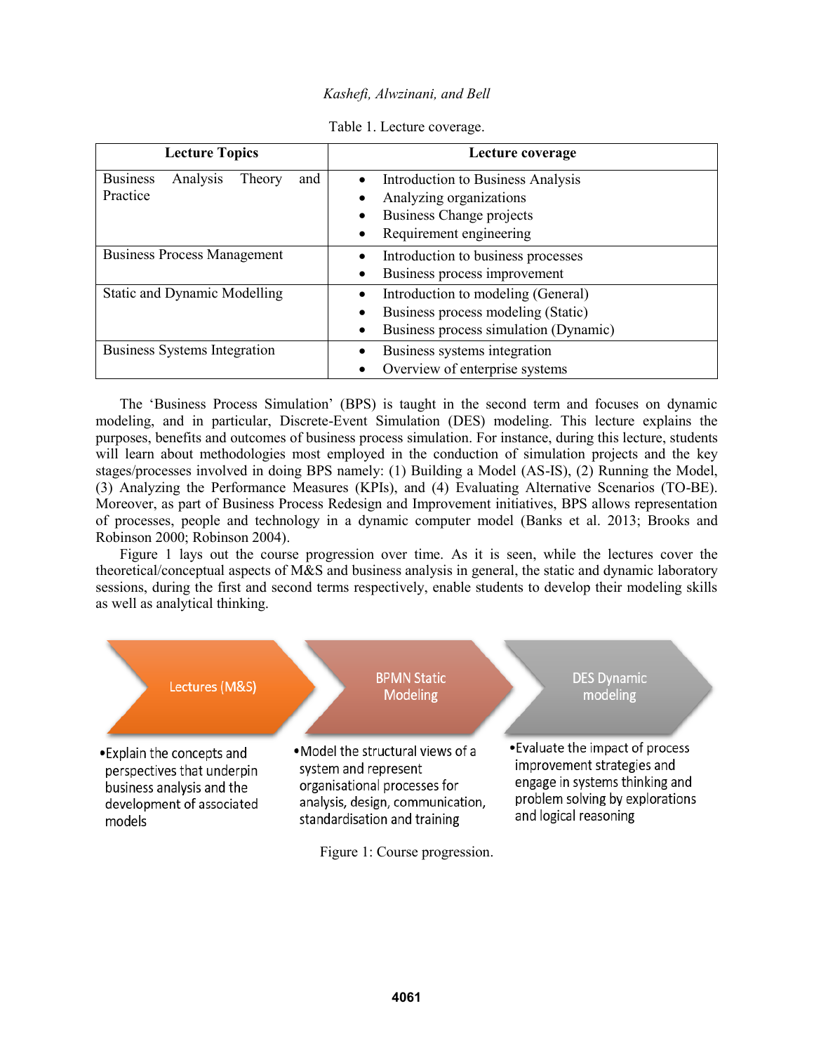Table 1. Lecture coverage.

| Lecture Topics | Lecture coverage |
|---|---|
| Business Analysis Theory and Practice | • Introduction to Business Analysis<br>• Analyzing organizations<br>• Business Change projects<br>• Requirement engineering |
| Business Process Management | • Introduction to business processes<br>• Business process improvement |
| Static and Dynamic Modelling | • Introduction to modeling (General)<br>• Business process modeling (Static)<br>• Business process simulation (Dynamic) |
| Business Systems Integration | • Business systems integration<br>• Overview of enterprise systems |

The 'Business Process Simulation' (BPS) is taught in the second term and focuses on dynamic modeling, and in particular, Discrete-Event Simulation (DES) modeling. This lecture explains the purposes, benefits and outcomes of business process simulation. For instance, during this lecture, students will learn about methodologies most employed in the conduction of simulation projects and the key stages/processes involved in doing BPS namely: (1) Building a Model (AS-IS), (2) Running the Model, (3) Analyzing the Performance Measures (KPIs), and (4) Evaluating Alternative Scenarios (TO-BE). Moreover, as part of Business Process Redesign and Improvement initiatives, BPS allows representation of processes, people and technology in a dynamic computer model (Banks et al. 2013; Brooks and Robinson 2000; Robinson 2004).

Figure 1 lays out the course progression over time. As it is seen, while the lectures cover the theoretical/conceptual aspects of M&S and business analysis in general, the static and dynamic laboratory sessions, during the first and second terms respectively, enable students to develop their modeling skills as well as analytical thinking.

Lectures (M&S)
- Explain the concepts and perspectives that underpin business analysis and the development of associated models

BPMN Static Modeling
- Model the structural views of a system and represent organisational processes for analysis, design, communication, standardisation and training

DES Dynamic modeling
- Evaluate the impact of process improvement strategies and engage in systems thinking and problem solving by explorations and logical reasoning

Figure 1: Course progression.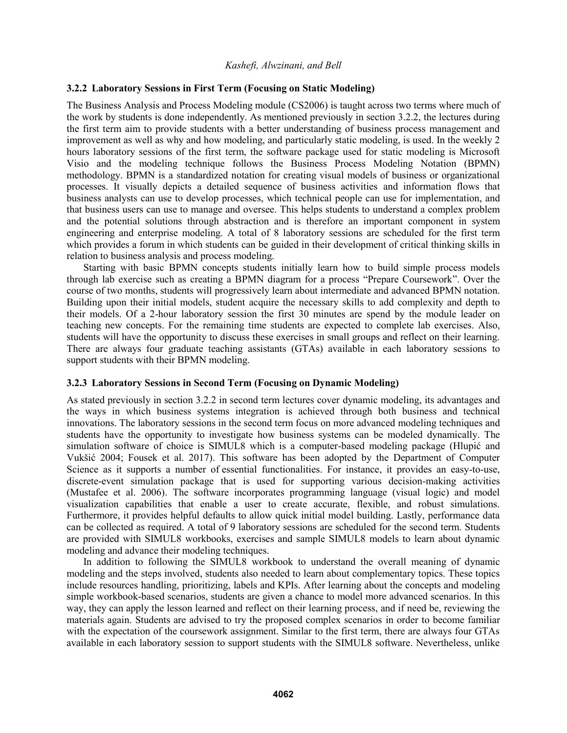### 3.2.2 Laboratory Sessions in First Term (Focusing on Static Modeling)

The Business Analysis and Process Modeling module (CS2006) is taught across two terms where much of the work by students is done independently. As mentioned previously in section 3.2.2, the lectures during the first term aim to provide students with a better understanding of business process management and improvement as well as why and how modeling, and particularly static modeling, is used. In the weekly 2 hours laboratory sessions of the first term, the software package used for static modeling is Microsoft Visio and the modeling technique follows the Business Process Modeling Notation (BPMN) methodology. BPMN is a standardized notation for creating visual models of business or organizational processes. It visually depicts a detailed sequence of business activities and information flows that business analysts can use to develop processes, which technical people can use for implementation, and that business users can use to manage and oversee. This helps students to understand a complex problem and the potential solutions through abstraction and is therefore an important component in system engineering and enterprise modeling. A total of 8 laboratory sessions are scheduled for the first term which provides a forum in which students can be guided in their development of critical thinking skills in relation to business analysis and process modeling.

Starting with basic BPMN concepts students initially learn how to build simple process models through lab exercise such as creating a BPMN diagram for a process "Prepare Coursework". Over the course of two months, students will progressively learn about intermediate and advanced BPMN notation. Building upon their initial models, student acquire the necessary skills to add complexity and depth to their models. Of a 2-hour laboratory session the first 30 minutes are spend by the module leader on teaching new concepts. For the remaining time students are expected to complete lab exercises. Also, students will have the opportunity to discuss these exercises in small groups and reflect on their learning. There are always four graduate teaching assistants (GTAs) available in each laboratory sessions to support students with their BPMN modeling.

### 3.2.3 Laboratory Sessions in Second Term (Focusing on Dynamic Modeling)

As stated previously in section 3.2.2 in second term lectures cover dynamic modeling, its advantages and the ways in which business systems integration is achieved through both business and technical innovations. The laboratory sessions in the second term focus on more advanced modeling techniques and students have the opportunity to investigate how business systems can be modeled dynamically. The simulation software of choice is SIMUL8 which is a computer-based modeling package (Hlupić and Vukšić 2004; Fousek et al. 2017). This software has been adopted by the Department of Computer Science as it supports a number of essential functionalities. For instance, it provides an easy-to-use, discrete-event simulation package that is used for supporting various decision-making activities (Mustafee et al. 2006). The software incorporates programming language (visual logic) and model visualization capabilities that enable a user to create accurate, flexible, and robust simulations. Furthermore, it provides helpful defaults to allow quick initial model building. Lastly, performance data can be collected as required. A total of 9 laboratory sessions are scheduled for the second term. Students are provided with SIMUL8 workbooks, exercises and sample SIMUL8 models to learn about dynamic modeling and advance their modeling techniques.

In addition to following the SIMUL8 workbook to understand the overall meaning of dynamic modeling and the steps involved, students also needed to learn about complementary topics. These topics include resources handling, prioritizing, labels and KPIs. After learning about the concepts and modeling simple workbook-based scenarios, students are given a chance to model more advanced scenarios. In this way, they can apply the lesson learned and reflect on their learning process, and if need be, reviewing the materials again. Students are advised to try the proposed complex scenarios in order to become familiar with the expectation of the coursework assignment. Similar to the first term, there are always four GTAs available in each laboratory session to support students with the SIMUL8 software. Nevertheless, unlike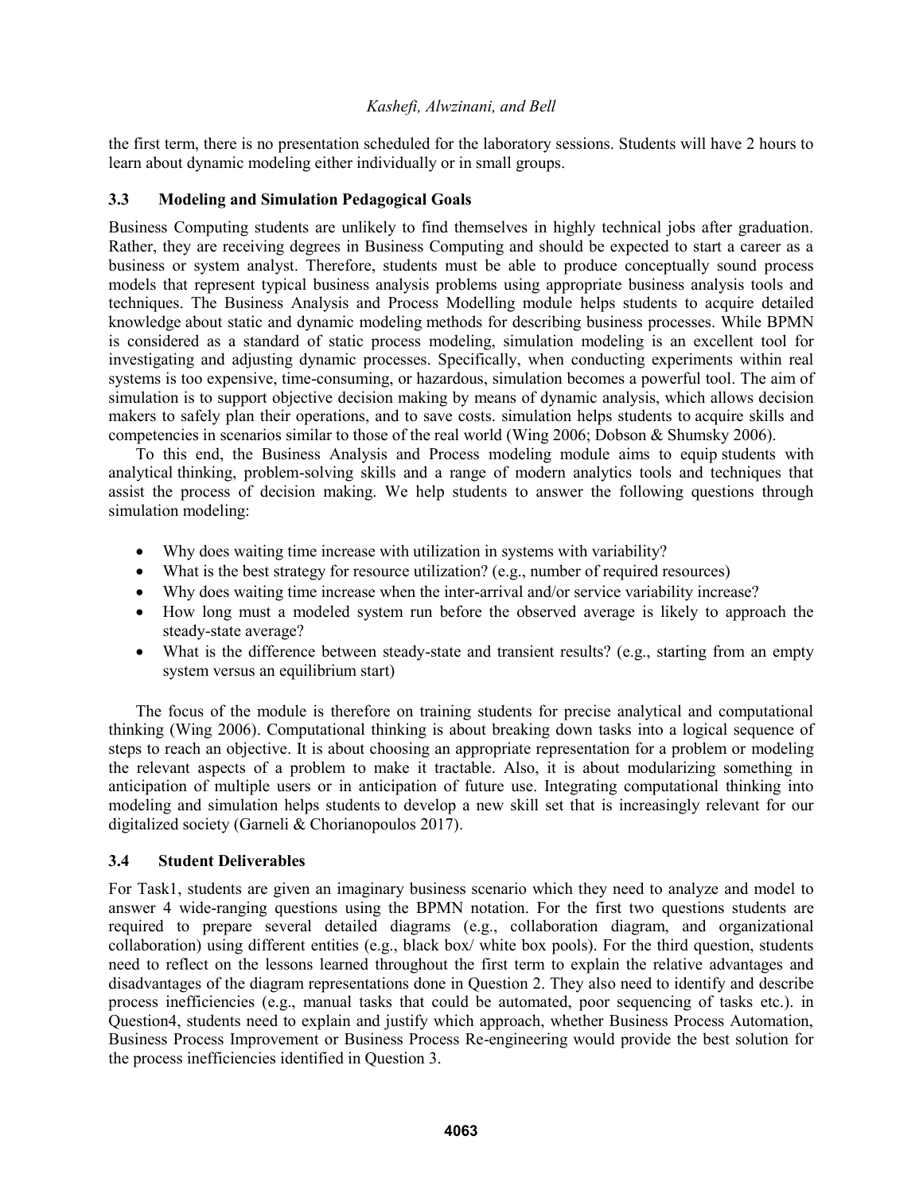the first term, there is no presentation scheduled for the laboratory sessions. Students will have 2 hours to learn about dynamic modeling either individually or in small groups.

### 3.3 Modeling and Simulation Pedagogical Goals

Business Computing students are unlikely to find themselves in highly technical jobs after graduation. Rather, they are receiving degrees in Business Computing and should be expected to start a career as a business or system analyst. Therefore, students must be able to produce conceptually sound process models that represent typical business analysis problems using appropriate business analysis tools and techniques. The Business Analysis and Process Modelling module helps students to acquire detailed knowledge about static and dynamic modeling methods for describing business processes. While BPMN is considered as a standard of static process modeling, simulation modeling is an excellent tool for investigating and adjusting dynamic processes. Specifically, when conducting experiments within real systems is too expensive, time-consuming, or hazardous, simulation becomes a powerful tool. The aim of simulation is to support objective decision making by means of dynamic analysis, which allows decision makers to safely plan their operations, and to save costs. simulation helps students to acquire skills and competencies in scenarios similar to those of the real world (Wing 2006; Dobson & Shumsky 2006).

To this end, the Business Analysis and Process modeling module aims to equip students with analytical thinking, problem-solving skills and a range of modern analytics tools and techniques that assist the process of decision making. We help students to answer the following questions through simulation modeling:

- Why does waiting time increase with utilization in systems with variability?
- What is the best strategy for resource utilization? (e.g., number of required resources)
- Why does waiting time increase when the inter-arrival and/or service variability increase?
- How long must a modeled system run before the observed average is likely to approach the steady-state average?
- What is the difference between steady-state and transient results? (e.g., starting from an empty system versus an equilibrium start)

The focus of the module is therefore on training students for precise analytical and computational thinking (Wing 2006). Computational thinking is about breaking down tasks into a logical sequence of steps to reach an objective. It is about choosing an appropriate representation for a problem or modeling the relevant aspects of a problem to make it tractable. Also, it is about modularizing something in anticipation of multiple users or in anticipation of future use. Integrating computational thinking into modeling and simulation helps students to develop a new skill set that is increasingly relevant for our digitalized society (Garneli & Chorianopoulos 2017).

### 3.4 Student Deliverables

For Task1, students are given an imaginary business scenario which they need to analyze and model to answer 4 wide-ranging questions using the BPMN notation. For the first two questions students are required to prepare several detailed diagrams (e.g., collaboration diagram, and organizational collaboration) using different entities (e.g., black box/ white box pools). For the third question, students need to reflect on the lessons learned throughout the first term to explain the relative advantages and disadvantages of the diagram representations done in Question 2. They also need to identify and describe process inefficiencies (e.g., manual tasks that could be automated, poor sequencing of tasks etc.). in Question4, students need to explain and justify which approach, whether Business Process Automation, Business Process Improvement or Business Process Re-engineering would provide the best solution for the process inefficiencies identified in Question 3.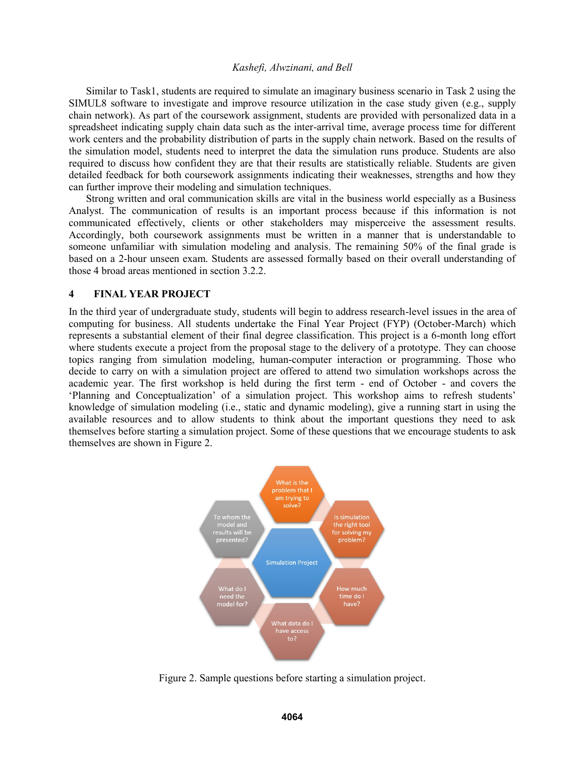Similar to Task1, students are required to simulate an imaginary business scenario in Task 2 using the SIMUL8 software to investigate and improve resource utilization in the case study given (e.g., supply chain network). As part of the coursework assignment, students are provided with personalized data in a spreadsheet indicating supply chain data such as the inter-arrival time, average process time for different work centers and the probability distribution of parts in the supply chain network. Based on the results of the simulation model, students need to interpret the data the simulation runs produce. Students are also required to discuss how confident they are that their results are statistically reliable. Students are given detailed feedback for both coursework assignments indicating their weaknesses, strengths and how they can further improve their modeling and simulation techniques.

Strong written and oral communication skills are vital in the business world especially as a Business Analyst. The communication of results is an important process because if this information is not communicated effectively, clients or other stakeholders may misperceive the assessment results. Accordingly, both coursework assignments must be written in a manner that is understandable to someone unfamiliar with simulation modeling and analysis. The remaining 50% of the final grade is based on a 2-hour unseen exam. Students are assessed formally based on their overall understanding of those 4 broad areas mentioned in section 3.2.2.

## 4 FINAL YEAR PROJECT

In the third year of undergraduate study, students will begin to address research-level issues in the area of computing for business. All students undertake the Final Year Project (FYP) (October-March) which represents a substantial element of their final degree classification. This project is a 6-month long effort where students execute a project from the proposal stage to the delivery of a prototype. They can choose topics ranging from simulation modeling, human-computer interaction or programming. Those who decide to carry on with a simulation project are offered to attend two simulation workshops across the academic year. The first workshop is held during the first term - end of October - and covers the 'Planning and Conceptualization' of a simulation project. This workshop aims to refresh students' knowledge of simulation modeling (i.e., static and dynamic modeling), give a running start in using the available resources and to allow students to think about the important questions they need to ask themselves before starting a simulation project. Some of these questions that we encourage students to ask themselves are shown in Figure 2.

Simulation Project

What is the problem that I am trying to solve?

Is simulation the right tool for solving my problem?

How much time do I have?

What data do I have access to?

What do I need the model for?

To whom the model and results will be presented?

Figure 2. Sample questions before starting a simulation project.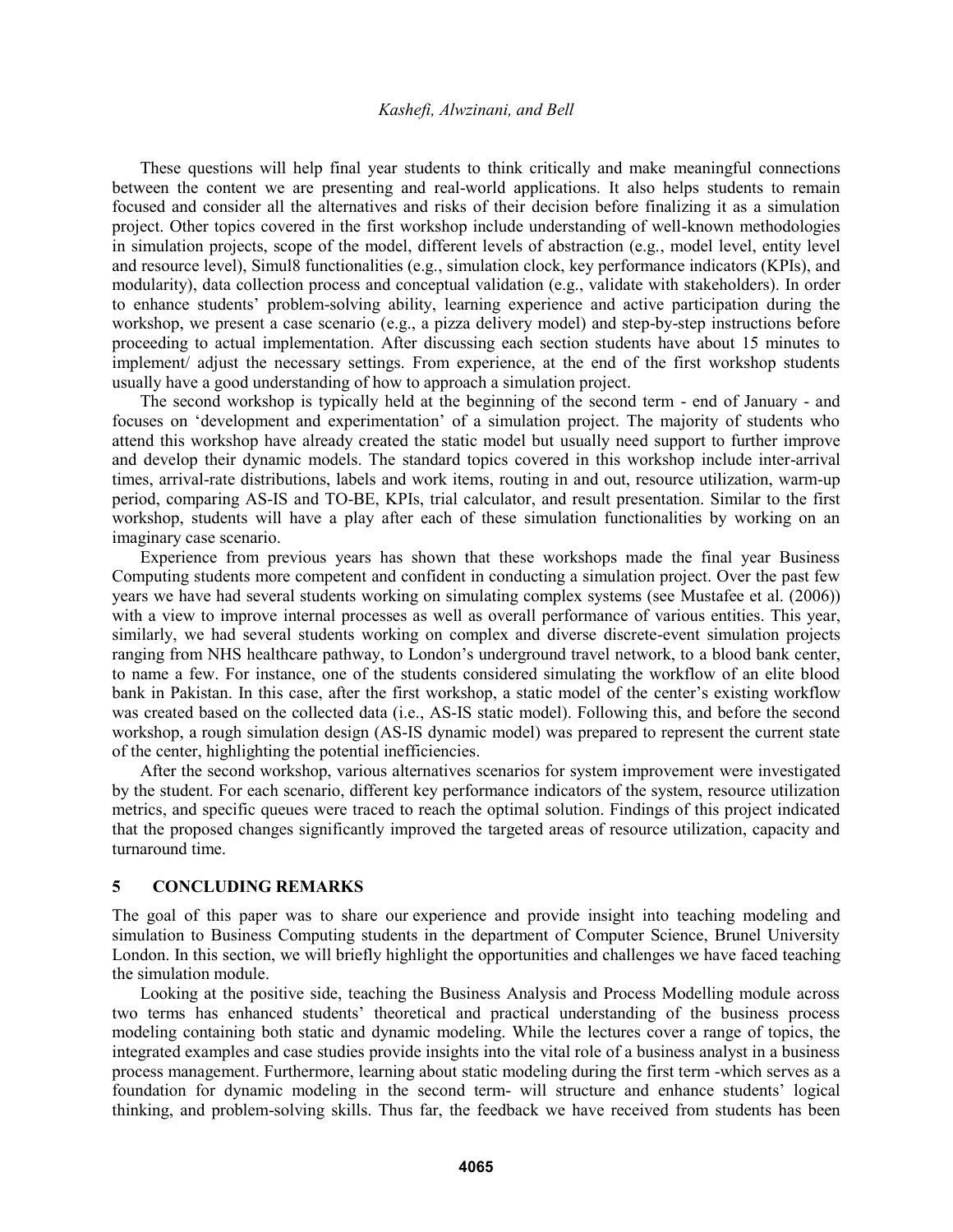These questions will help final year students to think critically and make meaningful connections between the content we are presenting and real-world applications. It also helps students to remain focused and consider all the alternatives and risks of their decision before finalizing it as a simulation project. Other topics covered in the first workshop include understanding of well-known methodologies in simulation projects, scope of the model, different levels of abstraction (e.g., model level, entity level and resource level), Simul8 functionalities (e.g., simulation clock, key performance indicators (KPIs), and modularity), data collection process and conceptual validation (e.g., validate with stakeholders). In order to enhance students' problem-solving ability, learning experience and active participation during the workshop, we present a case scenario (e.g., a pizza delivery model) and step-by-step instructions before proceeding to actual implementation. After discussing each section students have about 15 minutes to implement/ adjust the necessary settings. From experience, at the end of the first workshop students usually have a good understanding of how to approach a simulation project.

The second workshop is typically held at the beginning of the second term - end of January - and focuses on 'development and experimentation' of a simulation project. The majority of students who attend this workshop have already created the static model but usually need support to further improve and develop their dynamic models. The standard topics covered in this workshop include inter-arrival times, arrival-rate distributions, labels and work items, routing in and out, resource utilization, warm-up period, comparing AS-IS and TO-BE, KPIs, trial calculator, and result presentation. Similar to the first workshop, students will have a play after each of these simulation functionalities by working on an imaginary case scenario.

Experience from previous years has shown that these workshops made the final year Business Computing students more competent and confident in conducting a simulation project. Over the past few years we have had several students working on simulating complex systems (see Mustafee et al. (2006)) with a view to improve internal processes as well as overall performance of various entities. This year, similarly, we had several students working on complex and diverse discrete-event simulation projects ranging from NHS healthcare pathway, to London's underground travel network, to a blood bank center, to name a few. For instance, one of the students considered simulating the workflow of an elite blood bank in Pakistan. In this case, after the first workshop, a static model of the center's existing workflow was created based on the collected data (i.e., AS-IS static model). Following this, and before the second workshop, a rough simulation design (AS-IS dynamic model) was prepared to represent the current state of the center, highlighting the potential inefficiencies.

After the second workshop, various alternatives scenarios for system improvement were investigated by the student. For each scenario, different key performance indicators of the system, resource utilization metrics, and specific queues were traced to reach the optimal solution. Findings of this project indicated that the proposed changes significantly improved the targeted areas of resource utilization, capacity and turnaround time.

## 5 CONCLUDING REMARKS

The goal of this paper was to share our experience and provide insight into teaching modeling and simulation to Business Computing students in the department of Computer Science, Brunel University London. In this section, we will briefly highlight the opportunities and challenges we have faced teaching the simulation module.

Looking at the positive side, teaching the Business Analysis and Process Modelling module across two terms has enhanced students' theoretical and practical understanding of the business process modeling containing both static and dynamic modeling. While the lectures cover a range of topics, the integrated examples and case studies provide insights into the vital role of a business analyst in a business process management. Furthermore, learning about static modeling during the first term -which serves as a foundation for dynamic modeling in the second term- will structure and enhance students' logical thinking, and problem-solving skills. Thus far, the feedback we have received from students has been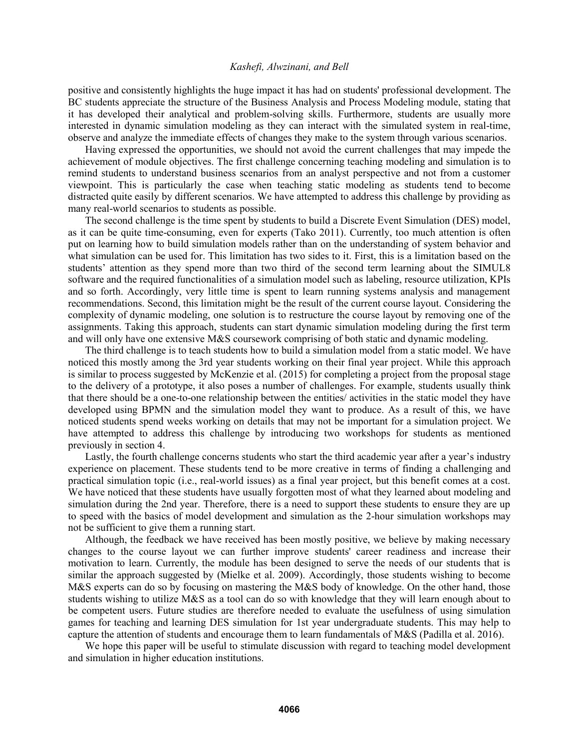positive and consistently highlights the huge impact it has had on students' professional development. The BC students appreciate the structure of the Business Analysis and Process Modeling module, stating that it has developed their analytical and problem-solving skills. Furthermore, students are usually more interested in dynamic simulation modeling as they can interact with the simulated system in real-time, observe and analyze the immediate effects of changes they make to the system through various scenarios.

Having expressed the opportunities, we should not avoid the current challenges that may impede the achievement of module objectives. The first challenge concerning teaching modeling and simulation is to remind students to understand business scenarios from an analyst perspective and not from a customer viewpoint. This is particularly the case when teaching static modeling as students tend to become distracted quite easily by different scenarios. We have attempted to address this challenge by providing as many real-world scenarios to students as possible.

The second challenge is the time spent by students to build a Discrete Event Simulation (DES) model, as it can be quite time-consuming, even for experts (Tako 2011). Currently, too much attention is often put on learning how to build simulation models rather than on the understanding of system behavior and what simulation can be used for. This limitation has two sides to it. First, this is a limitation based on the students' attention as they spend more than two third of the second term learning about the SIMUL8 software and the required functionalities of a simulation model such as labeling, resource utilization, KPIs and so forth. Accordingly, very little time is spent to learn running systems analysis and management recommendations. Second, this limitation might be the result of the current course layout. Considering the complexity of dynamic modeling, one solution is to restructure the course layout by removing one of the assignments. Taking this approach, students can start dynamic simulation modeling during the first term and will only have one extensive M&S coursework comprising of both static and dynamic modeling.

The third challenge is to teach students how to build a simulation model from a static model. We have noticed this mostly among the 3rd year students working on their final year project. While this approach is similar to process suggested by McKenzie et al. (2015) for completing a project from the proposal stage to the delivery of a prototype, it also poses a number of challenges. For example, students usually think that there should be a one-to-one relationship between the entities/ activities in the static model they have developed using BPMN and the simulation model they want to produce. As a result of this, we have noticed students spend weeks working on details that may not be important for a simulation project. We have attempted to address this challenge by introducing two workshops for students as mentioned previously in section 4.

Lastly, the fourth challenge concerns students who start the third academic year after a year's industry experience on placement. These students tend to be more creative in terms of finding a challenging and practical simulation topic (i.e., real-world issues) as a final year project, but this benefit comes at a cost. We have noticed that these students have usually forgotten most of what they learned about modeling and simulation during the 2nd year. Therefore, there is a need to support these students to ensure they are up to speed with the basics of model development and simulation as the 2-hour simulation workshops may not be sufficient to give them a running start.

Although, the feedback we have received has been mostly positive, we believe by making necessary changes to the course layout we can further improve students' career readiness and increase their motivation to learn. Currently, the module has been designed to serve the needs of our students that is similar the approach suggested by (Mielke et al. 2009). Accordingly, those students wishing to become M&S experts can do so by focusing on mastering the M&S body of knowledge. On the other hand, those students wishing to utilize M&S as a tool can do so with knowledge that they will learn enough about to be competent users. Future studies are therefore needed to evaluate the usefulness of using simulation games for teaching and learning DES simulation for 1st year undergraduate students. This may help to capture the attention of students and encourage them to learn fundamentals of M&S (Padilla et al. 2016).

We hope this paper will be useful to stimulate discussion with regard to teaching model development and simulation in higher education institutions.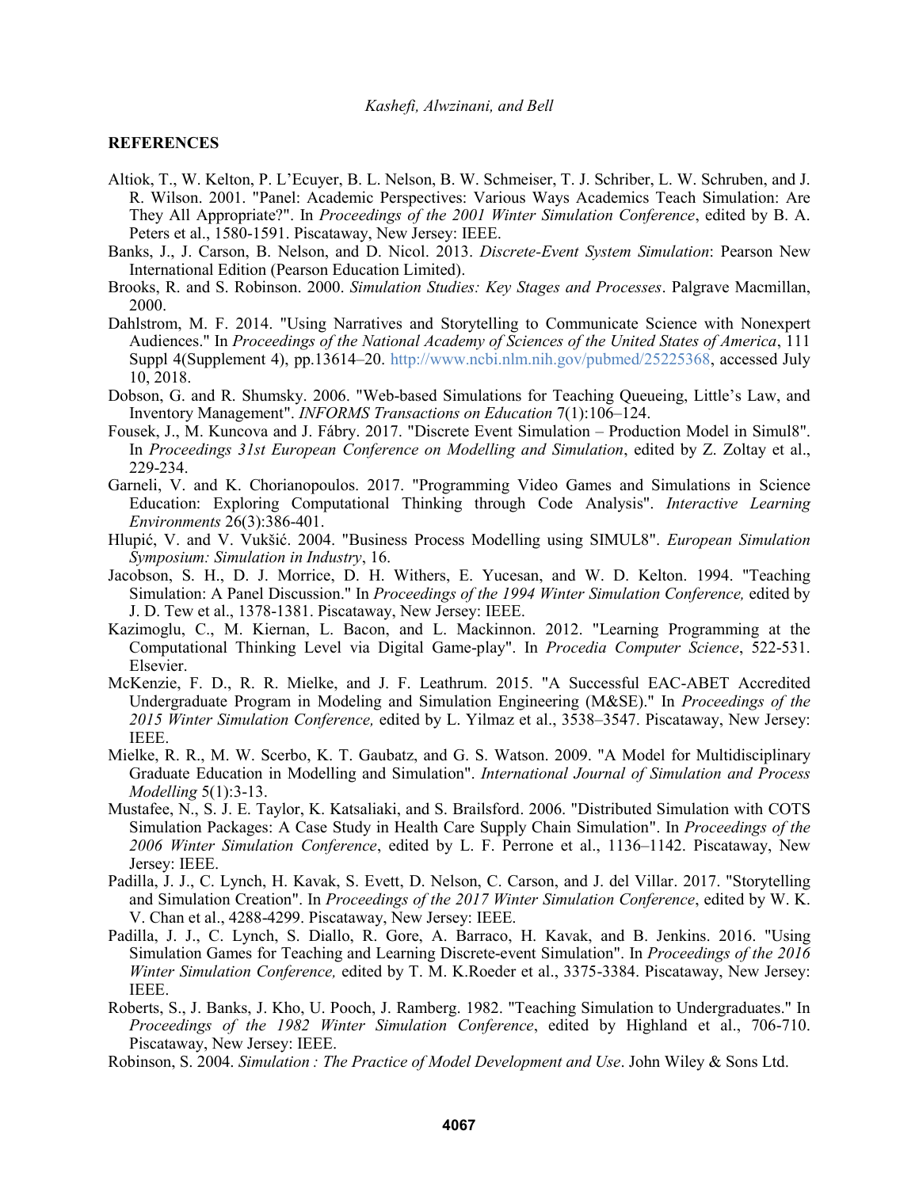## REFERENCES

Altiok, T., W. Kelton, P. L'Ecuyer, B. L. Nelson, B. W. Schmeiser, T. J. Schriber, L. W. Schruben, and J. R. Wilson. 2001. "Panel: Academic Perspectives: Various Ways Academics Teach Simulation: Are They All Appropriate?". In *Proceedings of the 2001 Winter Simulation Conference*, edited by B. A. Peters et al., 1580-1591. Piscataway, New Jersey: IEEE.

Banks, J., J. Carson, B. Nelson, and D. Nicol. 2013. *Discrete-Event System Simulation*: Pearson New International Edition (Pearson Education Limited).

Brooks, R. and S. Robinson. 2000. *Simulation Studies: Key Stages and Processes*. Palgrave Macmillan, 2000.

Dahlstrom, M. F. 2014. "Using Narratives and Storytelling to Communicate Science with Nonexpert Audiences." In *Proceedings of the National Academy of Sciences of the United States of America*, 111 Suppl 4(Supplement 4), pp.13614–20. http://www.ncbi.nlm.nih.gov/pubmed/25225368, accessed July 10, 2018.

Dobson, G. and R. Shumsky. 2006. "Web-based Simulations for Teaching Queueing, Little's Law, and Inventory Management". *INFORMS Transactions on Education* 7(1):106–124.

Fousek, J., M. Kuncova and J. Fábry. 2017. "Discrete Event Simulation – Production Model in Simul8". In *Proceedings 31st European Conference on Modelling and Simulation*, edited by Z. Zoltay et al., 229-234.

Garneli, V. and K. Chorianopoulos. 2017. "Programming Video Games and Simulations in Science Education: Exploring Computational Thinking through Code Analysis". *Interactive Learning Environments* 26(3):386-401.

Hlupić, V. and V. Vukšić. 2004. "Business Process Modelling using SIMUL8". *European Simulation Symposium: Simulation in Industry*, 16.

Jacobson, S. H., D. J. Morrice, D. H. Withers, E. Yucesan, and W. D. Kelton. 1994. "Teaching Simulation: A Panel Discussion." In *Proceedings of the 1994 Winter Simulation Conference,* edited by J. D. Tew et al., 1378-1381. Piscataway, New Jersey: IEEE.

Kazimoglu, C., M. Kiernan, L. Bacon, and L. Mackinnon. 2012. "Learning Programming at the Computational Thinking Level via Digital Game-play". In *Procedia Computer Science*, 522-531. Elsevier.

McKenzie, F. D., R. R. Mielke, and J. F. Leathrum. 2015. "A Successful EAC-ABET Accredited Undergraduate Program in Modeling and Simulation Engineering (M&SE)." In *Proceedings of the 2015 Winter Simulation Conference,* edited by L. Yilmaz et al., 3538–3547. Piscataway, New Jersey: IEEE.

Mielke, R. R., M. W. Scerbo, K. T. Gaubatz, and G. S. Watson. 2009. "A Model for Multidisciplinary Graduate Education in Modelling and Simulation". *International Journal of Simulation and Process Modelling* 5(1):3-13.

Mustafee, N., S. J. E. Taylor, K. Katsaliaki, and S. Brailsford. 2006. "Distributed Simulation with COTS Simulation Packages: A Case Study in Health Care Supply Chain Simulation". In *Proceedings of the 2006 Winter Simulation Conference*, edited by L. F. Perrone et al., 1136–1142. Piscataway, New Jersey: IEEE.

Padilla, J. J., C. Lynch, H. Kavak, S. Evett, D. Nelson, C. Carson, and J. del Villar. 2017. "Storytelling and Simulation Creation". In *Proceedings of the 2017 Winter Simulation Conference*, edited by W. K. V. Chan et al., 4288-4299. Piscataway, New Jersey: IEEE.

Padilla, J. J., C. Lynch, S. Diallo, R. Gore, A. Barraco, H. Kavak, and B. Jenkins. 2016. "Using Simulation Games for Teaching and Learning Discrete-event Simulation". In *Proceedings of the 2016 Winter Simulation Conference,* edited by T. M. K.Roeder et al., 3375-3384. Piscataway, New Jersey: IEEE.

Roberts, S., J. Banks, J. Kho, U. Pooch, J. Ramberg. 1982. "Teaching Simulation to Undergraduates." In *Proceedings of the 1982 Winter Simulation Conference*, edited by Highland et al., 706-710. Piscataway, New Jersey: IEEE.

Robinson, S. 2004. *Simulation : The Practice of Model Development and Use*. John Wiley & Sons Ltd.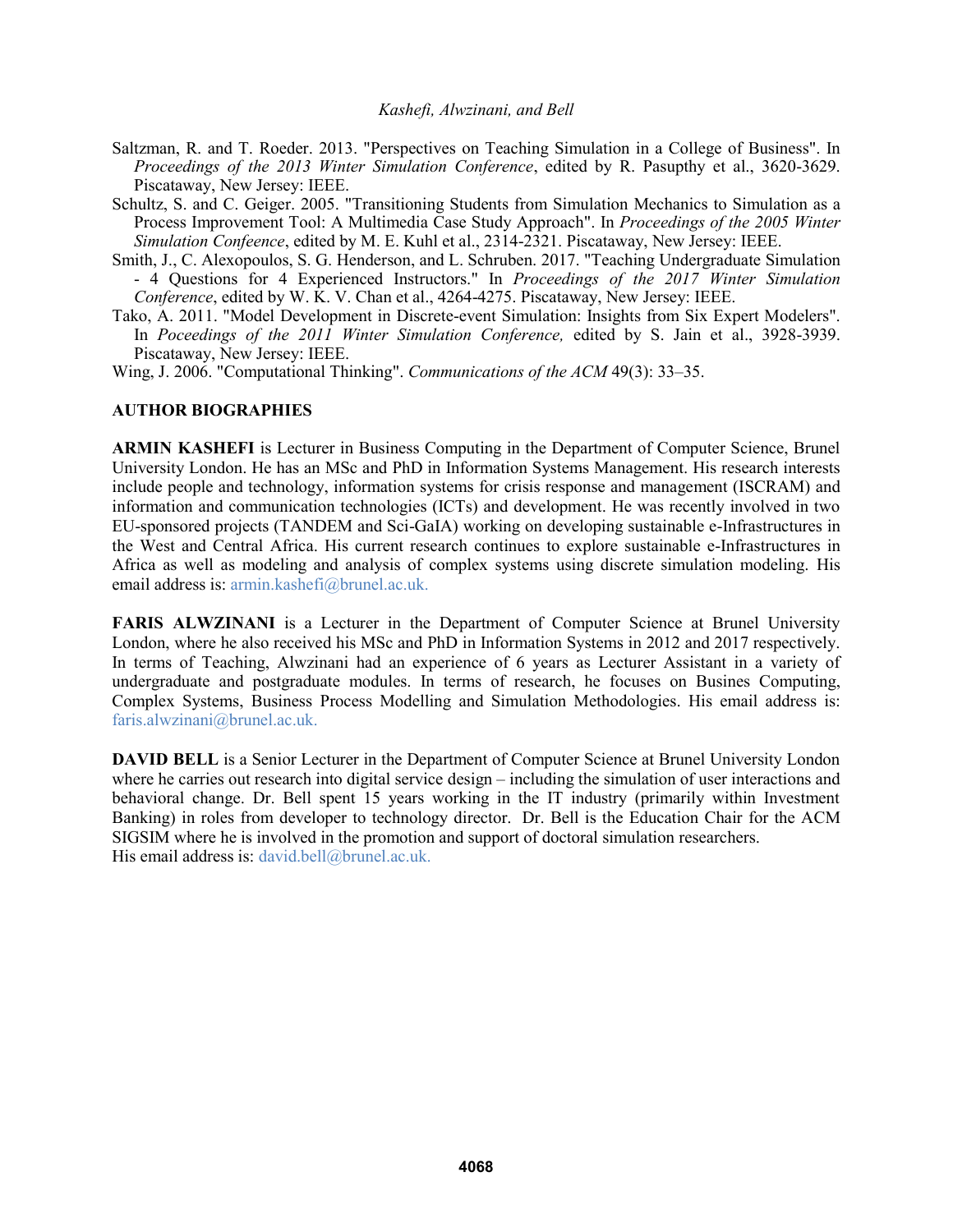Saltzman, R. and T. Roeder. 2013. "Perspectives on Teaching Simulation in a College of Business". In *Proceedings of the 2013 Winter Simulation Conference*, edited by R. Pasupthy et al., 3620-3629. Piscataway, New Jersey: IEEE.

Schultz, S. and C. Geiger. 2005. "Transitioning Students from Simulation Mechanics to Simulation as a Process Improvement Tool: A Multimedia Case Study Approach". In *Proceedings of the 2005 Winter Simulation Confeence*, edited by M. E. Kuhl et al., 2314-2321. Piscataway, New Jersey: IEEE.

Smith, J., C. Alexopoulos, S. G. Henderson, and L. Schruben. 2017. "Teaching Undergraduate Simulation - 4 Questions for 4 Experienced Instructors." In *Proceedings of the 2017 Winter Simulation Conference*, edited by W. K. V. Chan et al., 4264-4275. Piscataway, New Jersey: IEEE.

Tako, A. 2011. "Model Development in Discrete-event Simulation: Insights from Six Expert Modelers". In *Poceedings of the 2011 Winter Simulation Conference,* edited by S. Jain et al., 3928-3939. Piscataway, New Jersey: IEEE.

Wing, J. 2006. "Computational Thinking". *Communications of the ACM* 49(3): 33–35.

## AUTHOR BIOGRAPHIES

**ARMIN KASHEFI** is Lecturer in Business Computing in the Department of Computer Science, Brunel University London. He has an MSc and PhD in Information Systems Management. His research interests include people and technology, information systems for crisis response and management (ISCRAM) and information and communication technologies (ICTs) and development. He was recently involved in two EU-sponsored projects (TANDEM and Sci-GaIA) working on developing sustainable e-Infrastructures in the West and Central Africa. His current research continues to explore sustainable e-Infrastructures in Africa as well as modeling and analysis of complex systems using discrete simulation modeling. His email address is: armin.kashefi@brunel.ac.uk.

**FARIS ALWZINANI** is a Lecturer in the Department of Computer Science at Brunel University London, where he also received his MSc and PhD in Information Systems in 2012 and 2017 respectively. In terms of Teaching, Alwzinani had an experience of 6 years as Lecturer Assistant in a variety of undergraduate and postgraduate modules. In terms of research, he focuses on Busines Computing, Complex Systems, Business Process Modelling and Simulation Methodologies. His email address is: faris.alwzinani@brunel.ac.uk.

**DAVID BELL** is a Senior Lecturer in the Department of Computer Science at Brunel University London where he carries out research into digital service design – including the simulation of user interactions and behavioral change. Dr. Bell spent 15 years working in the IT industry (primarily within Investment Banking) in roles from developer to technology director. Dr. Bell is the Education Chair for the ACM SIGSIM where he is involved in the promotion and support of doctoral simulation researchers. His email address is: david.bell@brunel.ac.uk.